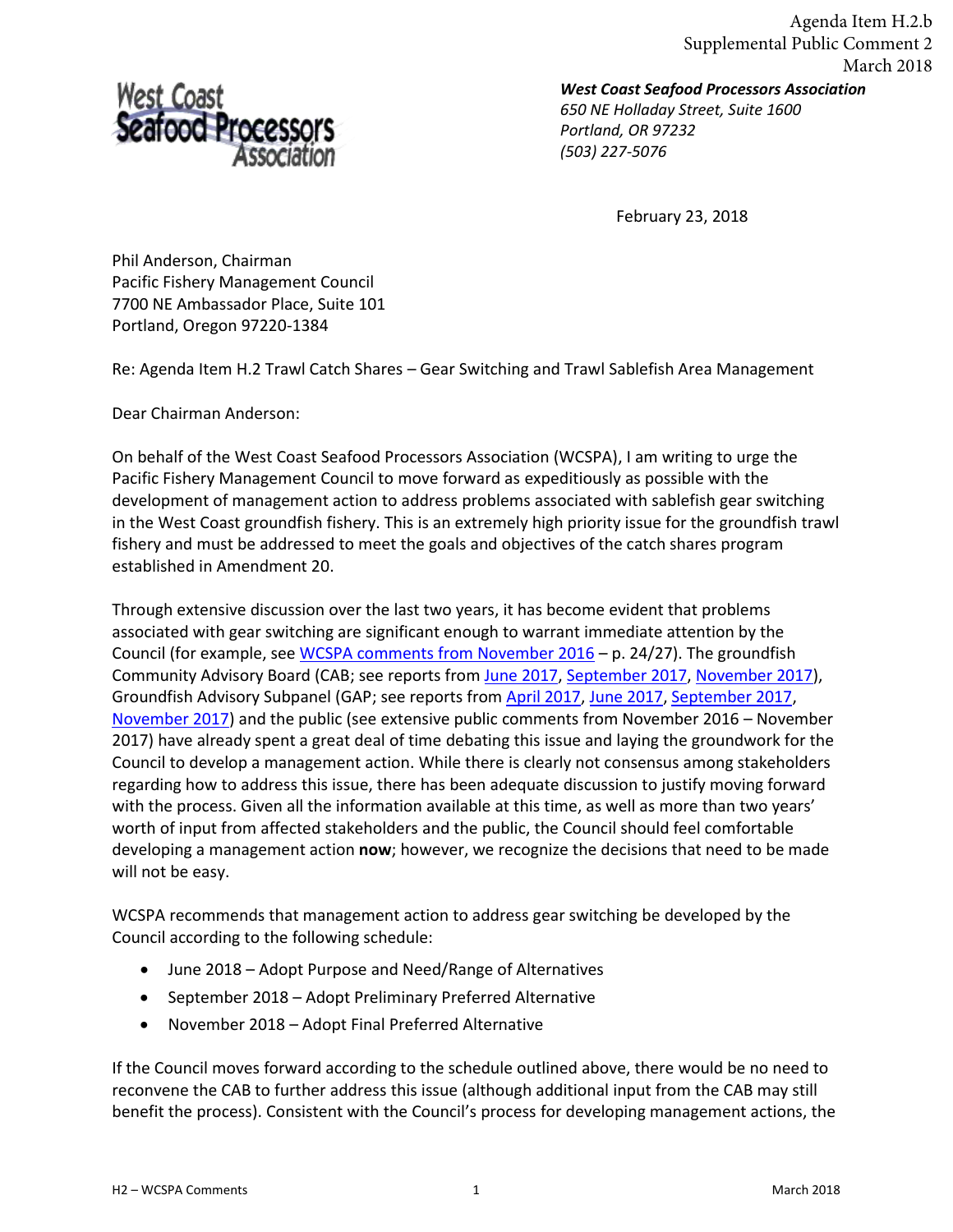Agenda Item H.2.b
Supplemental Public Comment 2
March 2018

West Coast Seafood Processors Association

***West Coast Seafood Processors Association***
*650 NE Holladay Street, Suite 1600*
*Portland, OR 97232*
*(503) 227-5076*

February 23, 2018

Phil Anderson, Chairman
Pacific Fishery Management Council
7700 NE Ambassador Place, Suite 101
Portland, Oregon 97220-1384

Re: Agenda Item H.2 Trawl Catch Shares – Gear Switching and Trawl Sablefish Area Management

Dear Chairman Anderson:

On behalf of the West Coast Seafood Processors Association (WCSPA), I am writing to urge the Pacific Fishery Management Council to move forward as expeditiously as possible with the development of management action to address problems associated with sablefish gear switching in the West Coast groundfish fishery. This is an extremely high priority issue for the groundfish trawl fishery and must be addressed to meet the goals and objectives of the catch shares program established in Amendment 20.

Through extensive discussion over the last two years, it has become evident that problems associated with gear switching are significant enough to warrant immediate attention by the Council (for example, see WCSPA comments from November 2016 – p. 24/27). The groundfish Community Advisory Board (CAB; see reports from June 2017, September 2017, November 2017), Groundfish Advisory Subpanel (GAP; see reports from April 2017, June 2017, September 2017, November 2017) and the public (see extensive public comments from November 2016 – November 2017) have already spent a great deal of time debating this issue and laying the groundwork for the Council to develop a management action. While there is clearly not consensus among stakeholders regarding how to address this issue, there has been adequate discussion to justify moving forward with the process. Given all the information available at this time, as well as more than two years' worth of input from affected stakeholders and the public, the Council should feel comfortable developing a management action **now**; however, we recognize the decisions that need to be made will not be easy.

WCSPA recommends that management action to address gear switching be developed by the Council according to the following schedule:

- June 2018 – Adopt Purpose and Need/Range of Alternatives
- September 2018 – Adopt Preliminary Preferred Alternative
- November 2018 – Adopt Final Preferred Alternative

If the Council moves forward according to the schedule outlined above, there would be no need to reconvene the CAB to further address this issue (although additional input from the CAB may still benefit the process). Consistent with the Council's process for developing management actions, the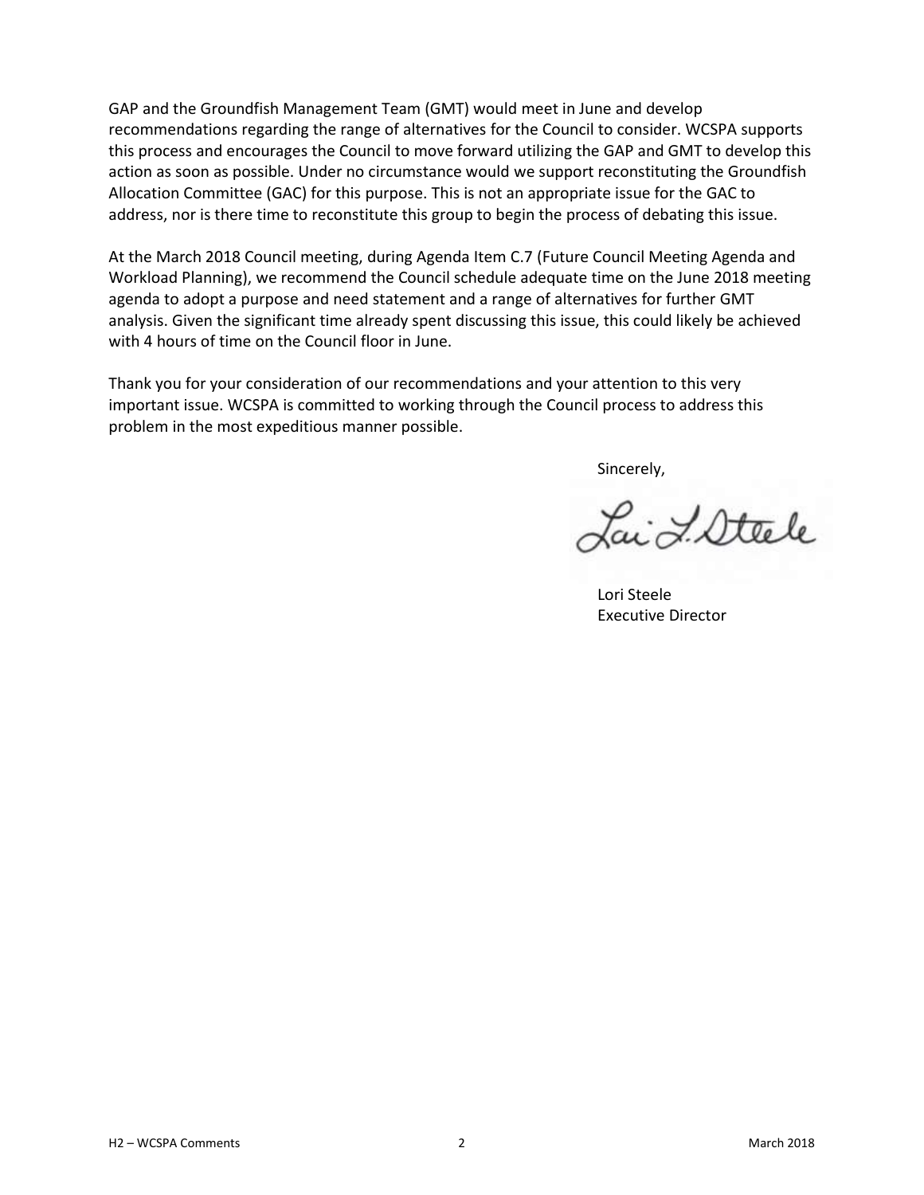GAP and the Groundfish Management Team (GMT) would meet in June and develop recommendations regarding the range of alternatives for the Council to consider. WCSPA supports this process and encourages the Council to move forward utilizing the GAP and GMT to develop this action as soon as possible. Under no circumstance would we support reconstituting the Groundfish Allocation Committee (GAC) for this purpose. This is not an appropriate issue for the GAC to address, nor is there time to reconstitute this group to begin the process of debating this issue.

At the March 2018 Council meeting, during Agenda Item C.7 (Future Council Meeting Agenda and Workload Planning), we recommend the Council schedule adequate time on the June 2018 meeting agenda to adopt a purpose and need statement and a range of alternatives for further GMT analysis. Given the significant time already spent discussing this issue, this could likely be achieved with 4 hours of time on the Council floor in June.

Thank you for your consideration of our recommendations and your attention to this very important issue. WCSPA is committed to working through the Council process to address this problem in the most expeditious manner possible.

Sincerely,

Lori Steele
Executive Director